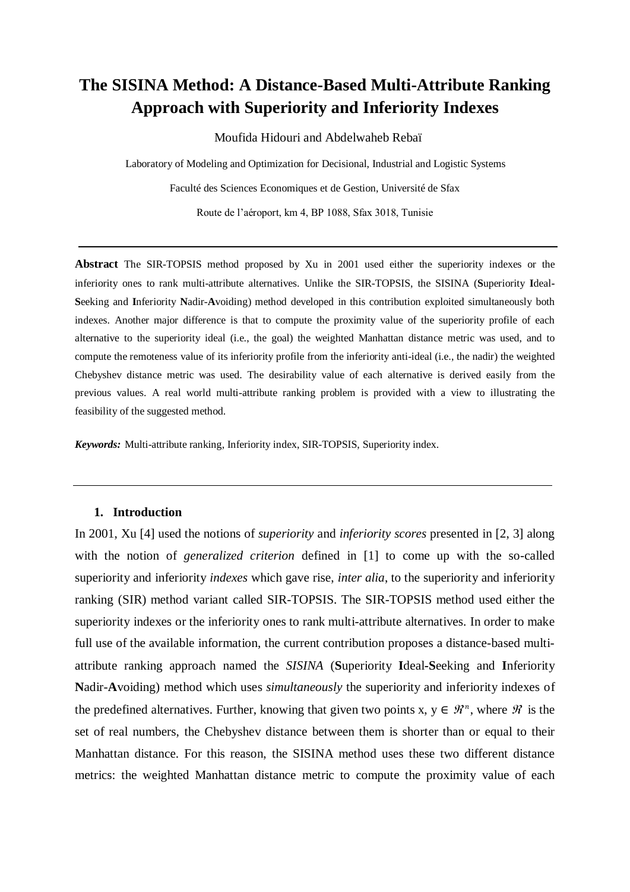# The SISINA Method: A Distance-Based Multi-Attribute Ranking Approach with Superiority and Inferiority Indexes

Moufida Hidouri and Abdelwaheb Rebaï

Laboratory of Modeling and Optimization for Decisional, Industrial and Logistic Systems

Faculté des Sciences Economiques et de Gestion, Université de Sfax

Route de l'aéroport, km 4, BP 1088, Sfax 3018, Tunisie

---

**Abstract** The SIR-TOPSIS method proposed by Xu in 2001 used either the superiority indexes or the inferiority ones to rank multi-attribute alternatives. Unlike the SIR-TOPSIS, the SISINA (**S**uperiority **I**deal-**S**eeking and **I**nferiority **N**adir-**A**voiding) method developed in this contribution exploited simultaneously both indexes. Another major difference is that to compute the proximity value of the superiority profile of each alternative to the superiority ideal (i.e., the goal) the weighted Manhattan distance metric was used, and to compute the remoteness value of its inferiority profile from the inferiority anti-ideal (i.e., the nadir) the weighted Chebyshev distance metric was used. The desirability value of each alternative is derived easily from the previous values. A real world multi-attribute ranking problem is provided with a view to illustrating the feasibility of the suggested method.

***Keywords:*** Multi-attribute ranking, Inferiority index, SIR-TOPSIS, Superiority index.

---

## 1. Introduction

In 2001, Xu [4] used the notions of *superiority* and *inferiority scores* presented in [2, 3] along with the notion of *generalized criterion* defined in [1] to come up with the so-called superiority and inferiority *indexes* which gave rise, *inter alia*, to the superiority and inferiority ranking (SIR) method variant called SIR-TOPSIS. The SIR-TOPSIS method used either the superiority indexes or the inferiority ones to rank multi-attribute alternatives. In order to make full use of the available information, the current contribution proposes a distance-based multi-attribute ranking approach named the *SISINA* (**S**uperiority **I**deal-**S**eeking and **I**nferiority **N**adir-**A**voiding) method which uses *simultaneously* the superiority and inferiority indexes of the predefined alternatives. Further, knowing that given two points x, y $\in \mathfrak{R}^n$, where $\mathfrak{R}$ is the set of real numbers, the Chebyshev distance between them is shorter than or equal to their Manhattan distance. For this reason, the SISINA method uses these two different distance metrics: the weighted Manhattan distance metric to compute the proximity value of each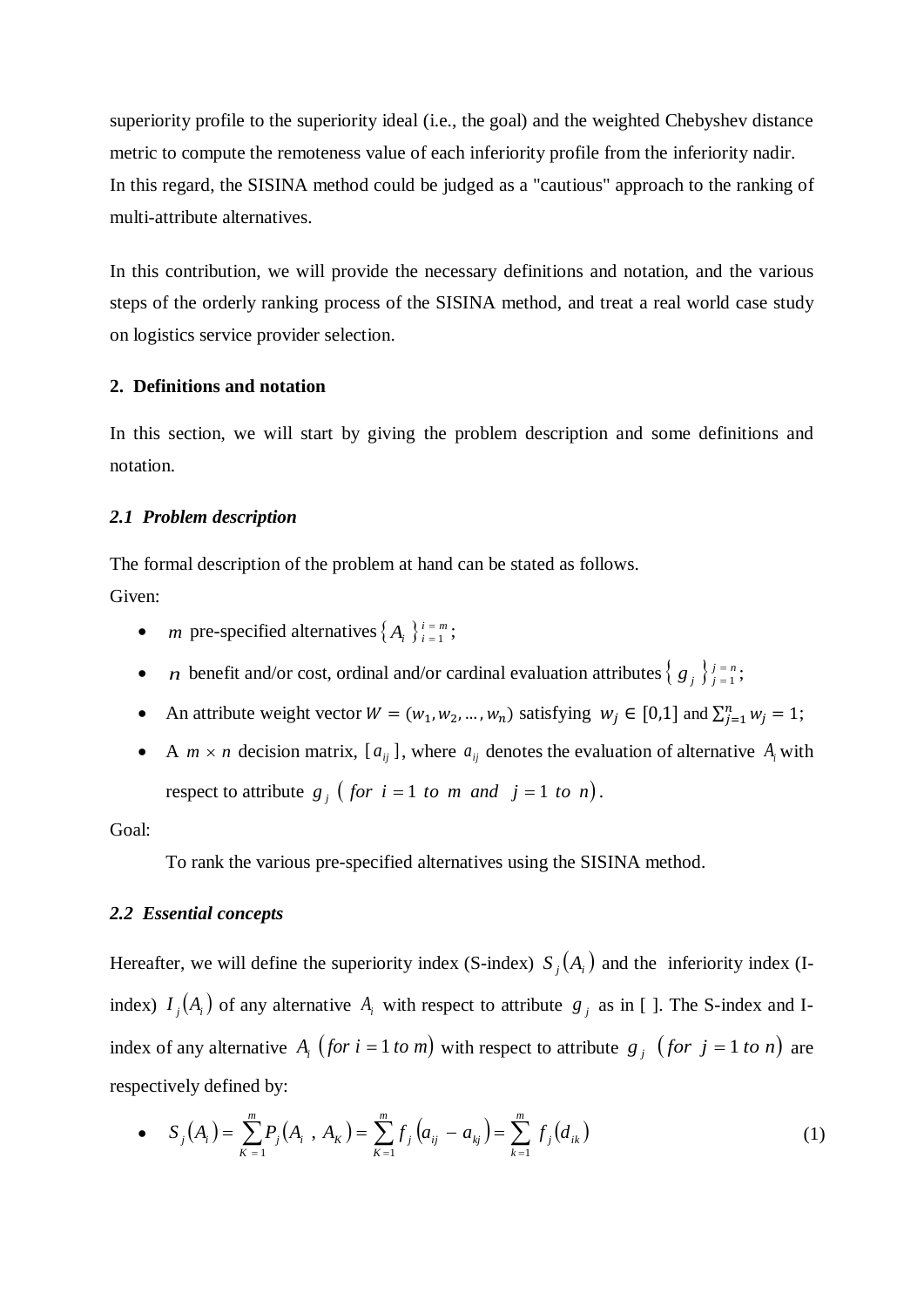superiority profile to the superiority ideal (i.e., the goal) and the weighted Chebyshev distance metric to compute the remoteness value of each inferiority profile from the inferiority nadir. In this regard, the SISINA method could be judged as a "cautious" approach to the ranking of multi-attribute alternatives.

In this contribution, we will provide the necessary definitions and notation, and the various steps of the orderly ranking process of the SISINA method, and treat a real world case study on logistics service provider selection.

## 2. Definitions and notation

In this section, we will start by giving the problem description and some definitions and notation.

### *2.1 Problem description*

The formal description of the problem at hand can be stated as follows.
Given:

- $m$ pre-specified alternatives $\{ A_i \}_{i=1}^{i=m}$;
- $n$ benefit and/or cost, ordinal and/or cardinal evaluation attributes $\{ g_j \}_{j=1}^{j=n}$;
- An attribute weight vector $W = (w_1, w_2, \ldots, w_n)$ satisfying $w_j \in [0,1]$ and $\sum_{j=1}^{n} w_j = 1$;
- A $m \times n$ decision matrix, $[a_{ij}]$, where $a_{ij}$ denotes the evaluation of alternative $A_i$ with respect to attribute $g_j$ $(for\ i = 1\ to\ m\ and\ j = 1\ to\ n)$.

Goal:

To rank the various pre-specified alternatives using the SISINA method.

### *2.2 Essential concepts*

Hereafter, we will define the superiority index (S-index) $S_j(A_i)$ and the inferiority index (I-index) $I_j(A_i)$ of any alternative $A_i$ with respect to attribute $g_j$ as in [ ]. The S-index and I-index of any alternative $A_i$ $(for\ i = 1\ to\ m)$ with respect to attribute $g_j$ $(for\ j = 1\ to\ n)$ are respectively defined by:

- $$S_j(A_i) = \sum_{K=1}^{m} P_j(A_i, A_K) = \sum_{K=1}^{m} f_j(a_{ij} - a_{kj}) = \sum_{k=1}^{m} f_j(d_{ik}) \tag{1}$$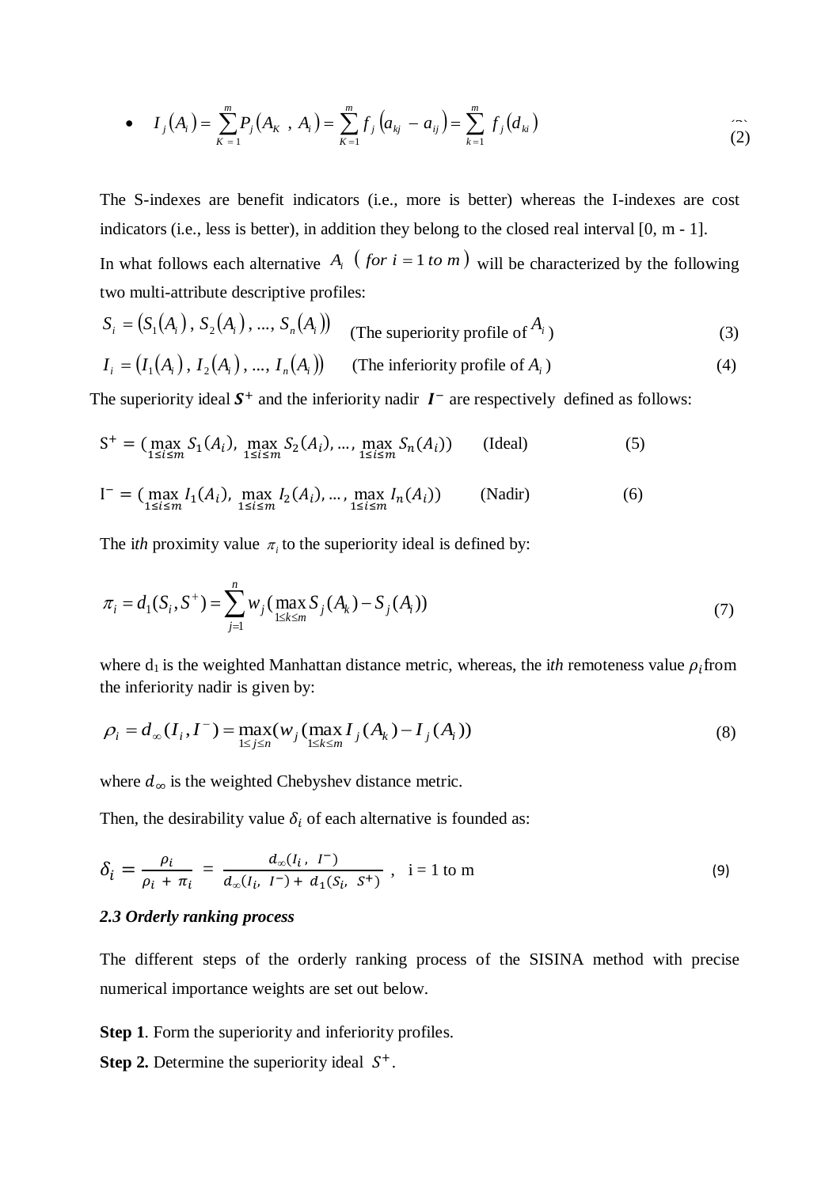- $$I_j(A_i) = \sum_{K=1}^{m} P_j(A_K, A_i) = \sum_{K=1}^{m} f_j(a_{kj} - a_{ij}) = \sum_{k=1}^{m} f_j(d_{ki}) \quad (2)$$

The S-indexes are benefit indicators (i.e., more is better) whereas the I-indexes are cost indicators (i.e., less is better), in addition they belong to the closed real interval [0, m - 1].

In what follows each alternative $A_i$ $(for\ i = 1\ to\ m)$ will be characterized by the following two multi-attribute descriptive profiles:

$$S_i = (S_1(A_i), S_2(A_i), ..., S_n(A_i)) \quad \text{(The superiority profile of } A_i\text{)} \quad (3)$$

$$I_i = (I_1(A_i), I_2(A_i), ..., I_n(A_i)) \quad \text{(The inferiority profile of } A_i\text{)} \quad (4)$$

The superiority ideal $\boldsymbol{S}^{+}$ and the inferiority nadir $\boldsymbol{I}^{-}$ are respectively defined as follows:

$$S^{+} = (\max_{1 \le i \le m} S_1(A_i), \max_{1 \le i \le m} S_2(A_i), ..., \max_{1 \le i \le m} S_n(A_i)) \quad \text{(Ideal)} \quad (5)$$

$$I^{-} = (\max_{1 \le i \le m} I_1(A_i), \max_{1 \le i \le m} I_2(A_i), ..., \max_{1 \le i \le m} I_n(A_i)) \quad \text{(Nadir)} \quad (6)$$

The i*th* proximity value $\pi_i$ to the superiority ideal is defined by:

$$\pi_i = d_1(S_i, S^{+}) = \sum_{j=1}^{n} w_j (\max_{1 \le k \le m} S_j(A_k) - S_j(A_i)) \quad (7)$$

where $d_1$ is the weighted Manhattan distance metric, whereas, the i*th* remoteness value $\rho_i$ from the inferiority nadir is given by:

$$\rho_i = d_{\infty}(I_i, I^{-}) = \max_{1 \le j \le n}(w_j (\max_{1 \le k \le m} I_j(A_k) - I_j(A_i))) \quad (8)$$

where $d_{\infty}$ is the weighted Chebyshev distance metric.

Then, the desirability value $\delta_i$ of each alternative is founded as:

$$\delta_i = \frac{\rho_i}{\rho_i + \pi_i} = \frac{d_{\infty}(I_i, I^{-})}{d_{\infty}(I_i, I^{-}) + d_1(S_i, S^{+})}, \quad i = 1 \text{ to } m \quad (9)$$

### *2.3 Orderly ranking process*

The different steps of the orderly ranking process of the SISINA method with precise numerical importance weights are set out below.

**Step 1**. Form the superiority and inferiority profiles.

**Step 2.** Determine the superiority ideal $S^{+}$.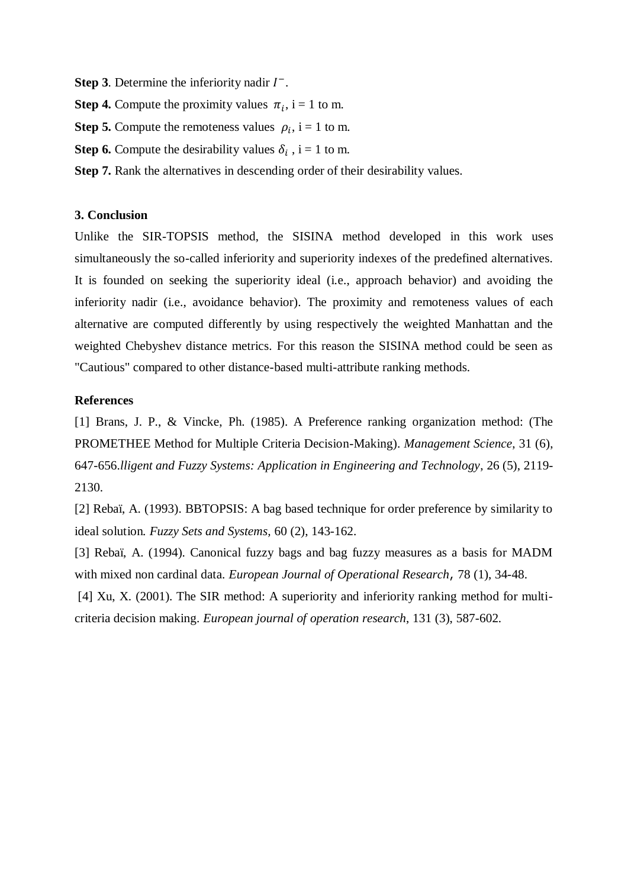**Step 3**. Determine the inferiority nadir $I^{-}$.

**Step 4.** Compute the proximity values $\pi_i$, i = 1 to m.

**Step 5.** Compute the remoteness values $\rho_i$, i = 1 to m.

**Step 6.** Compute the desirability values $\delta_i$ , i = 1 to m.

**Step 7.** Rank the alternatives in descending order of their desirability values.

### 3. Conclusion

Unlike the SIR-TOPSIS method, the SISINA method developed in this work uses simultaneously the so-called inferiority and superiority indexes of the predefined alternatives. It is founded on seeking the superiority ideal (i.e., approach behavior) and avoiding the inferiority nadir (i.e., avoidance behavior). The proximity and remoteness values of each alternative are computed differently by using respectively the weighted Manhattan and the weighted Chebyshev distance metrics. For this reason the SISINA method could be seen as "Cautious" compared to other distance-based multi-attribute ranking methods.

### References

[1] Brans, J. P., & Vincke, Ph. (1985). A Preference ranking organization method: (The PROMETHEE Method for Multiple Criteria Decision-Making). *Management Science*, 31 (6), 647-656.*lligent and Fuzzy Systems: Application in Engineering and Technology*, 26 (5), 2119-2130.

[2] Rebaï, A. (1993). BBTOPSIS: A bag based technique for order preference by similarity to ideal solution. *Fuzzy Sets and Systems*, 60 (2), 143-162.

[3] Rebaï, A. (1994). Canonical fuzzy bags and bag fuzzy measures as a basis for MADM with mixed non cardinal data. *European Journal of Operational Research*, 78 (1), 34-48.

[4] Xu, X. (2001). The SIR method: A superiority and inferiority ranking method for multi-criteria decision making. *European journal of operation research*, 131 (3), 587-602.